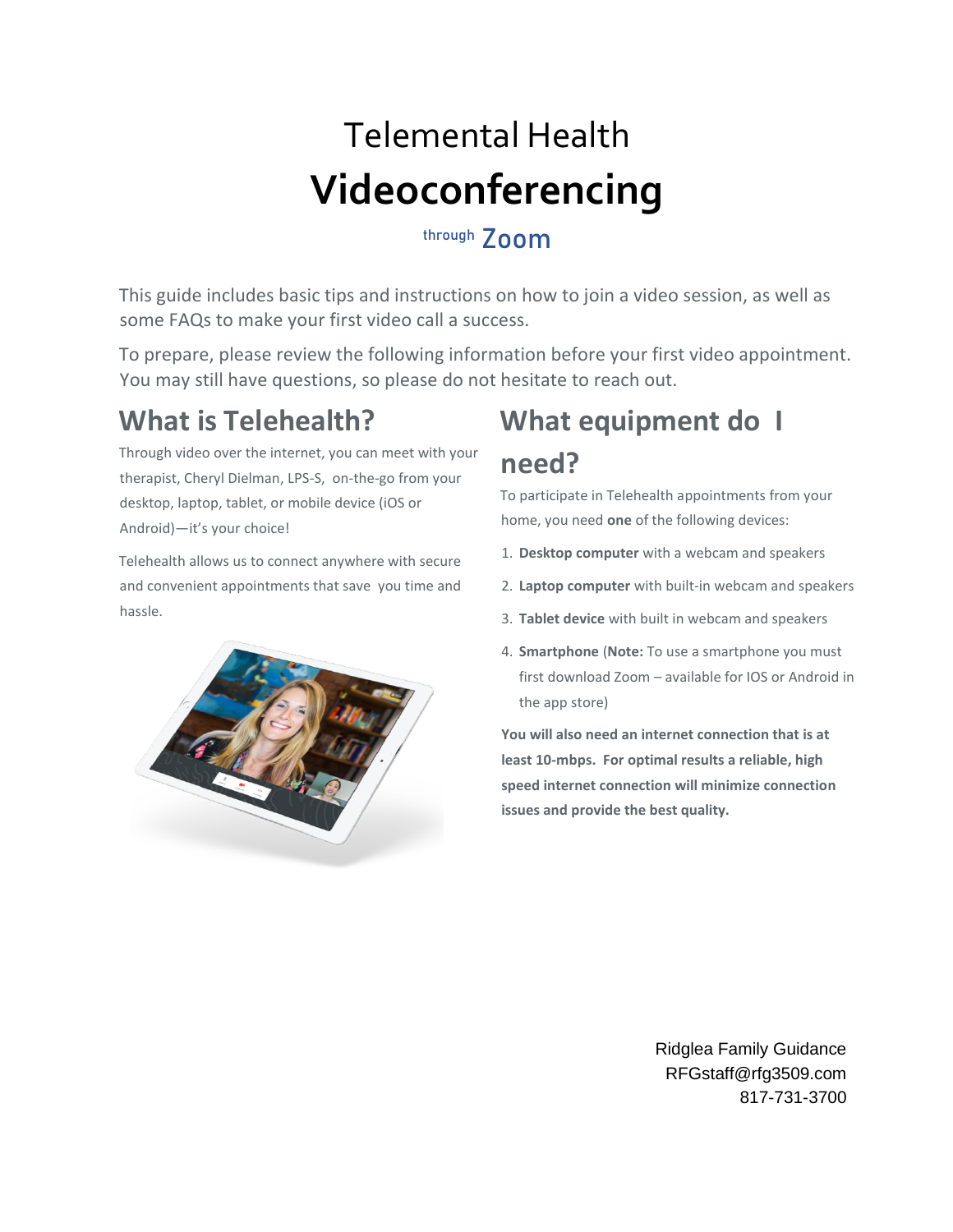# Telemental Health

# Videoconferencing

through Zoom

This guide includes basic tips and instructions on how to join a video session, as well as some FAQs to make your first video call a success.

To prepare, please review the following information before your first video appointment. You may still have questions, so please do not hesitate to reach out.

## What is Telehealth?

Through video over the internet, you can meet with your therapist, Cheryl Dielman, LPS-S, on-the-go from your desktop, laptop, tablet, or mobile device (iOS or Android)—it's your choice!

Telehealth allows us to connect anywhere with secure and convenient appointments that save you time and hassle.

## What equipment do I need?

To participate in Telehealth appointments from your home, you need **one** of the following devices:

1. **Desktop computer** with a webcam and speakers
2. **Laptop computer** with built-in webcam and speakers
3. **Tablet device** with built in webcam and speakers
4. **Smartphone** (**Note:** To use a smartphone you must first download Zoom – available for IOS or Android in the app store)

**You will also need an internet connection that is at least 10-mbps. For optimal results a reliable, high speed internet connection will minimize connection issues and provide the best quality.**

Ridglea Family Guidance
RFGstaff@rfg3509.com
817-731-3700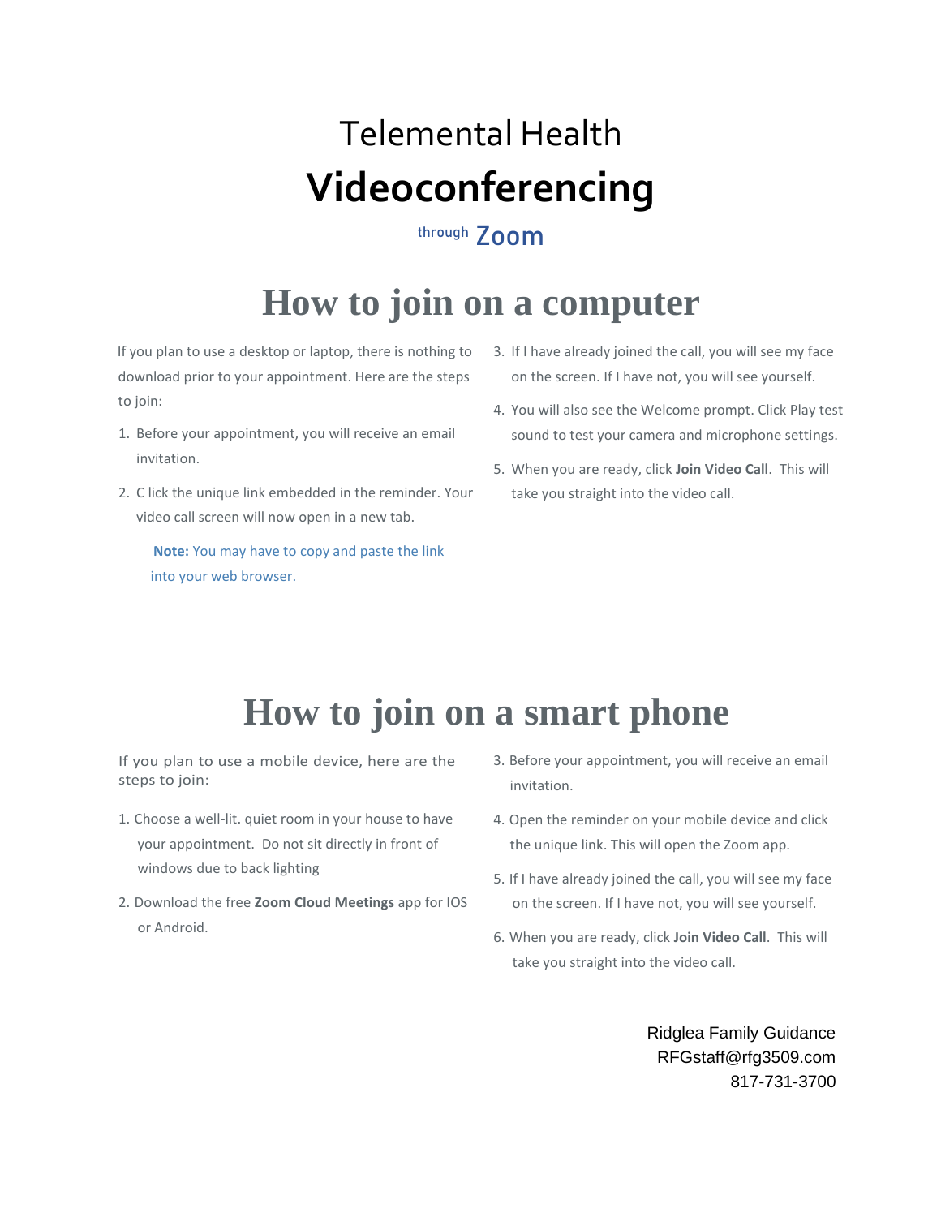# Telemental Health

# **Videoconferencing**

through **Zoom**

## How to join on a computer

If you plan to use a desktop or laptop, there is nothing to download prior to your appointment. Here are the steps to join:

1. Before your appointment, you will receive an email invitation.
2. C lick the unique link embedded in the reminder. Your video call screen will now open in a new tab.

   **Note:** You may have to copy and paste the link into your web browser.

3. If I have already joined the call, you will see my face on the screen. If I have not, you will see yourself.
4. You will also see the Welcome prompt. Click Play test sound to test your camera and microphone settings.
5. When you are ready, click **Join Video Call**. This will take you straight into the video call.

## How to join on a smart phone

If you plan to use a mobile device, here are the steps to join:

1. Choose a well-lit. quiet room in your house to have your appointment. Do not sit directly in front of windows due to back lighting
2. Download the free **Zoom Cloud Meetings** app for IOS or Android.
3. Before your appointment, you will receive an email invitation.
4. Open the reminder on your mobile device and click the unique link. This will open the Zoom app.
5. If I have already joined the call, you will see my face on the screen. If I have not, you will see yourself.
6. When you are ready, click **Join Video Call**. This will take you straight into the video call.

Ridglea Family Guidance
RFGstaff@rfg3509.com
817-731-3700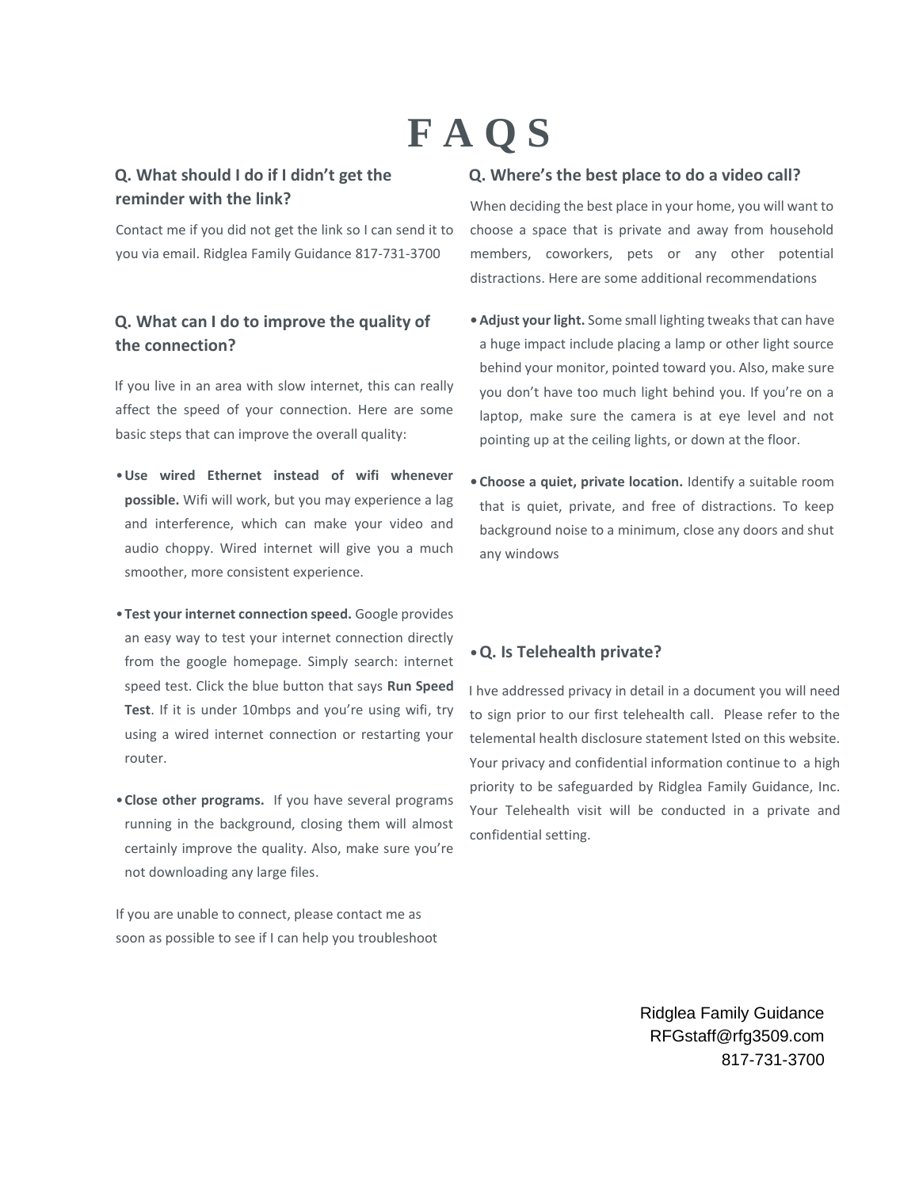# F A Q S

### Q. What should I do if I didn't get the reminder with the link?

Contact me if you did not get the link so I can send it to you via email. Ridglea Family Guidance 817-731-3700

### Q. What can I do to improve the quality of the connection?

If you live in an area with slow internet, this can really affect the speed of your connection. Here are some basic steps that can improve the overall quality:

- **Use wired Ethernet instead of wifi whenever possible.** Wifi will work, but you may experience a lag and interference, which can make your video and audio choppy. Wired internet will give you a much smoother, more consistent experience.
- **Test your internet connection speed.** Google provides an easy way to test your internet connection directly from the google homepage. Simply search: internet speed test. Click the blue button that says **Run Speed Test**. If it is under 10mbps and you're using wifi, try using a wired internet connection or restarting your router.
- **Close other programs.** If you have several programs running in the background, closing them will almost certainly improve the quality. Also, make sure you're not downloading any large files.

If you are unable to connect, please contact me as soon as possible to see if I can help you troubleshoot

### Q. Where's the best place to do a video call?

When deciding the best place in your home, you will want to choose a space that is private and away from household members, coworkers, pets or any other potential distractions. Here are some additional recommendations

- **Adjust your light.** Some small lighting tweaks that can have a huge impact include placing a lamp or other light source behind your monitor, pointed toward you. Also, make sure you don't have too much light behind you. If you're on a laptop, make sure the camera is at eye level and not pointing up at the ceiling lights, or down at the floor.
- **Choose a quiet, private location.** Identify a suitable room that is quiet, private, and free of distractions. To keep background noise to a minimum, close any doors and shut any windows

### Q. Is Telehealth private?

I hve addressed privacy in detail in a document you will need to sign prior to our first telehealth call. Please refer to the telemental health disclosure statement lsted on this website. Your privacy and confidential information continue to a high priority to be safeguarded by Ridglea Family Guidance, Inc. Your Telehealth visit will be conducted in a private and confidential setting.

Ridglea Family Guidance
RFGstaff@rfg3509.com
817-731-3700